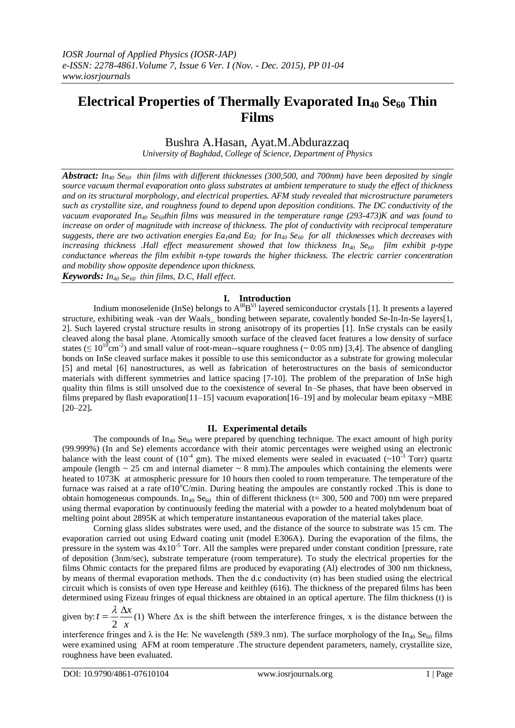# Electrical Properties of Thermally Evaporated $In_{40}$ $Se_{60}$ Thin Films

Bushra A.Hasan, Ayat.M.Abdurazzaq

*University of Baghdad, College of Science, Department of Physics*

***Abstract:*** *$In_{40}$ $Se_{60}$ thin films with different thicknesses (300,500, and 700nm) have been deposited by single source vacuum thermal evaporation onto glass substrates at ambient temperature to study the effect of thickness and on its structural morphology, and electrical properties. AFM study revealed that microstructure parameters such as crystallite size, and roughness found to depend upon deposition conditions. The DC conductivity of the vacuum evaporated $In_{40}$ $Se_{60}$thin films was measured in the temperature range (293-473)K and was found to increase on order of magnitude with increase of thickness. The plot of conductivity with reciprocal temperature suggests, there are two activation energies $Ea_1$and $Ea_2$ for $In_{40}$ $Se_{60}$ for all thicknesses which decreases with increasing thickness .Hall effect measurement showed that low thickness $In_{40}$ $Se_{60}$ film exhibit p-type conductance whereas the film exhibit n-type towards the higher thickness. The electric carrier concentration and mobility show opposite dependence upon thickness.*

***Keywords:*** *$In_{40}$ $Se_{60}$ thin films, D.C, Hall effect.*

## I. Introduction

Indium monoselenide (InSe) belongs to $A^{III}B^{VI}$ layered semiconductor crystals [1]. It presents a layered structure, exhibiting weak -van der Waals_ bonding between separate, covalently bonded Se-In-In-Se layers[1, 2]. Such layered crystal structure results in strong anisotropy of its properties [1]. InSe crystals can be easily cleaved along the basal plane. Atomically smooth surface of the cleaved facet features a low density of surface states ($\leq 10^{10}cm^{-2}$) and small value of root-mean--square roughness (~ 0:05 nm) [3,4]. The absence of dangling bonds on InSe cleaved surface makes it possible to use this semiconductor as a substrate for growing molecular [5] and metal [6] nanostructures, as well as fabrication of heterostructures on the basis of semiconductor materials with different symmetries and lattice spacing [7-10]. The problem of the preparation of InSe high quality thin films is still unsolved due to the coexistence of several In–Se phases, that have been observed in films prepared by flash evaporation[11–15] vacuum evaporation[16–19] and by molecular beam epitaxy ~MBE [20–22]**.**

## II. Experimental details

The compounds of $In_{40}$ $Se_{60}$ were prepared by quenching technique. The exact amount of high purity (99.999%) (In and Se) elements accordance with their atomic percentages were weighed using an electronic balance with the least count of ($10^{-4}$ gm). The mixed elements were sealed in evacuated (~$10^{-3}$ Torr) quartz ampoule (length ~ 25 cm and internal diameter ~ 8 mm).The ampoules which containing the elements were heated to 1073K at atmospheric pressure for 10 hours then cooled to room temperature. The temperature of the furnace was raised at a rate of$10^{o}$C/min. During heating the ampoules are constantly rocked .This is done to obtain homogeneous compounds. $In_{40}$ $Se_{60}$ thin of different thickness (t= 300, 500 and 700) nm were prepared using thermal evaporation by continuously feeding the material with a powder to a heated molybdenum boat of melting point about 2895K at which temperature instantaneous evaporation of the material takes place.

Corning glass slides substrates were used, and the distance of the source to substrate was 15 cm. The evaporation carried out using Edward coating unit (model E306A). During the evaporation of the films, the pressure in the system was $4x10^{-5}$ Torr. All the samples were prepared under constant condition [pressure, rate of deposition (3nm/sec), substrate temperature (room temperature). To study the electrical properties for the films Ohmic contacts for the prepared films are produced by evaporating (Al) electrodes of 300 nm thickness, by means of thermal evaporation methods. Then the d.c conductivity ($\sigma$) has been studied using the electrical circuit which is consists of oven type Herease and keithley (616). The thickness of the prepared films has been determined using Fizeau fringes of equal thickness are obtained in an optical aperture. The film thickness (t) is given by: $t = \frac{\lambda}{2}\frac{\Delta x}{x}$ (1) Where $\Delta$x is the shift between the interference fringes, x is the distance between the interference fringes and $\lambda$ is the He: Ne wavelength (589.3 nm). The surface morphology of the $In_{40}$ $Se_{60}$ films were examined using AFM at room temperature .The structure dependent parameters, namely, crystallite size, roughness have been evaluated.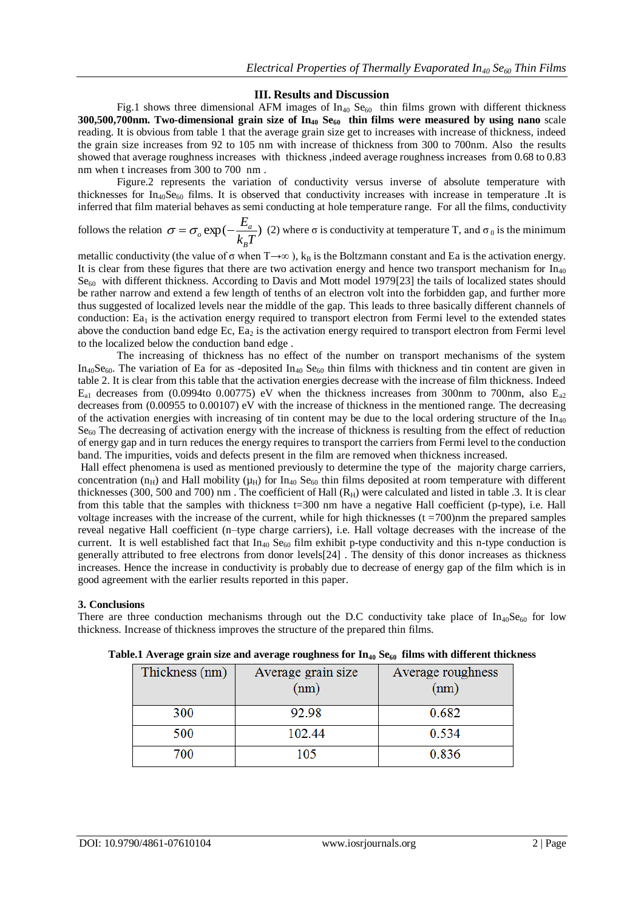## III. Results and Discussion

Fig.1 shows three dimensional AFM images of $In_{40}$ $Se_{60}$ thin films grown with different thickness **300,500,700nm. Two-dimensional grain size of $In_{40}$ $Se_{60}$ thin films were measured by using nano** scale reading. It is obvious from table 1 that the average grain size get to increases with increase of thickness, indeed the grain size increases from 92 to 105 nm with increase of thickness from 300 to 700nm. Also the results showed that average roughness increases with thickness ,indeed average roughness increases from 0.68 to 0.83 nm when t increases from 300 to 700 nm .

Figure.2 represents the variation of conductivity versus inverse of absolute temperature with thicknesses for $In_{40}Se_{60}$ films. It is observed that conductivity increases with increase in temperature .It is inferred that film material behaves as semi conducting at hole temperature range. For all the films, conductivity follows the relation $\sigma = \sigma_o \exp(-\frac{E_a}{k_B T})$ (2) where σ is conductivity at temperature T, and $\sigma_0$ is the minimum metallic conductivity (the value of σ when $T\rightarrow\infty$ ), $k_B$ is the Boltzmann constant and Ea is the activation energy. It is clear from these figures that there are two activation energy and hence two transport mechanism for $In_{40}$ $Se_{60}$ with different thickness. According to Davis and Mott model 1979[23] the tails of localized states should be rather narrow and extend a few length of tenths of an electron volt into the forbidden gap, and further more thus suggested of localized levels near the middle of the gap. This leads to three basically different channels of conduction: $Ea_1$ is the activation energy required to transport electron from Fermi level to the extended states above the conduction band edge Ec, $Ea_2$ is the activation energy required to transport electron from Fermi level to the localized below the conduction band edge .

The increasing of thickness has no effect of the number on transport mechanisms of the system $In_{40}Se_{60}$. The variation of Ea for as -deposited $In_{40}$ $Se_{60}$ thin films with thickness and tin content are given in table 2. It is clear from this table that the activation energies decrease with the increase of film thickness. Indeed $E_{a1}$ decreases from (0.0994to 0.00775) eV when the thickness increases from 300nm to 700nm, also $E_{a2}$ decreases from (0.00955 to 0.00107) eV with the increase of thickness in the mentioned range. The decreasing of the activation energies with increasing of tin content may be due to the local ordering structure of the $In_{40}$ $Se_{60}$ The decreasing of activation energy with the increase of thickness is resulting from the effect of reduction of energy gap and in turn reduces the energy requires to transport the carriers from Fermi level to the conduction band. The impurities, voids and defects present in the film are removed when thickness increased.

Hall effect phenomena is used as mentioned previously to determine the type of the majority charge carriers, concentration ($n_H$) and Hall mobility ($\mu_H$) for $In_{40}$ $Se_{60}$ thin films deposited at room temperature with different thicknesses (300, 500 and 700) nm . The coefficient of Hall ($R_H$) were calculated and listed in table .3. It is clear from this table that the samples with thickness t=300 nm have a negative Hall coefficient (p-type), i.e. Hall voltage increases with the increase of the current, while for high thicknesses (t =700)nm the prepared samples reveal negative Hall coefficient (n–type charge carriers), i.e. Hall voltage decreases with the increase of the current. It is well established fact that $In_{40}$ $Se_{60}$ film exhibit p-type conductivity and this n-type conduction is generally attributed to free electrons from donor levels[24] . The density of this donor increases as thickness increases. Hence the increase in conductivity is probably due to decrease of energy gap of the film which is in good agreement with the earlier results reported in this paper.

## 3. Conclusions

There are three conduction mechanisms through out the D.C conductivity take place of $In_{40}Se_{60}$ for low thickness. Increase of thickness improves the structure of the prepared thin films.

**Table.1 Average grain size and average roughness for $In_{40}$ $Se_{60}$ films with different thickness**

| Thickness (nm) | Average grain size (nm) | Average roughness (nm) |
|---|---|---|
| 300 | 92.98 | 0.682 |
| 500 | 102.44 | 0.534 |
| 700 | 105 | 0.836 |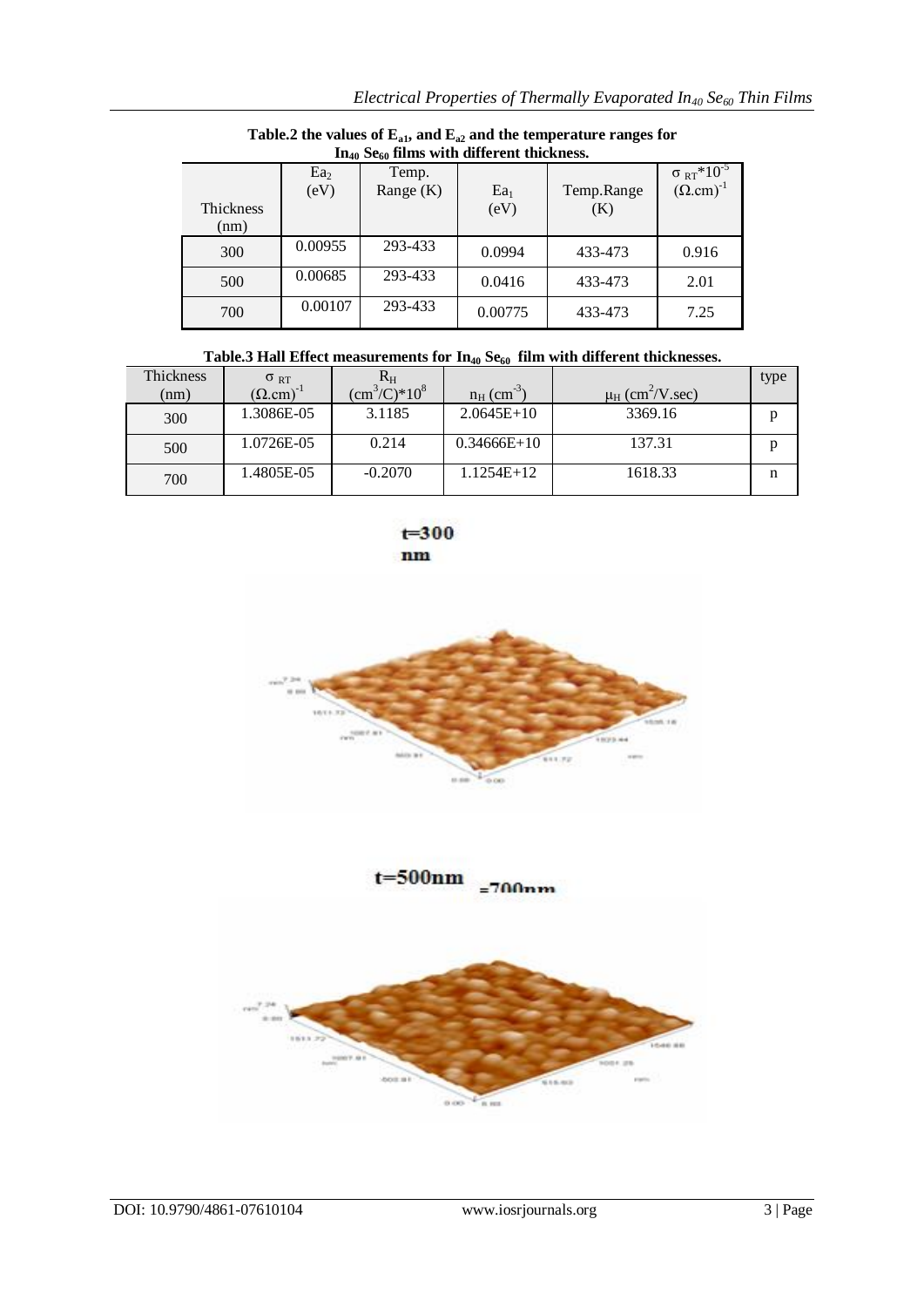**Table.2 the values of $E_{a1}$, and $E_{a2}$ and the temperature ranges for $In_{40}$ $Se_{60}$ films with different thickness.**

| Thickness (nm) | $Ea_2$ (eV) | Temp. Range (K) | $Ea_1$ (eV) | Temp.Range (K) | $\sigma_{RT}*10^{-5}$ $(\Omega.cm)^{-1}$ |
|---|---|---|---|---|---|
| 300 | 0.00955 | 293-433 | 0.0994 | 433-473 | 0.916 |
| 500 | 0.00685 | 293-433 | 0.0416 | 433-473 | 2.01 |
| 700 | 0.00107 | 293-433 | 0.00775 | 433-473 | 7.25 |

**Table.3 Hall Effect measurements for $In_{40}$ $Se_{60}$ film with different thicknesses.**

| Thickness (nm) | $\sigma_{RT}$ $(\Omega.cm)^{-1}$ | $R_H$ $(cm^3/C)*10^8$ | $n_H$ $(cm^{-3})$ | $\mu_H$ $(cm^2/V.sec)$ | type |
|---|---|---|---|---|---|
| 300 | 1.3086E-05 | 3.1185 | 2.0645E+10 | 3369.16 | p |
| 500 | 1.0726E-05 | 0.214 | 0.34666E+10 | 137.31 | p |
| 700 | 1.4805E-05 | -0.2070 | 1.1254E+12 | 1618.33 | n |

t=300 nm

t=500nm =700nm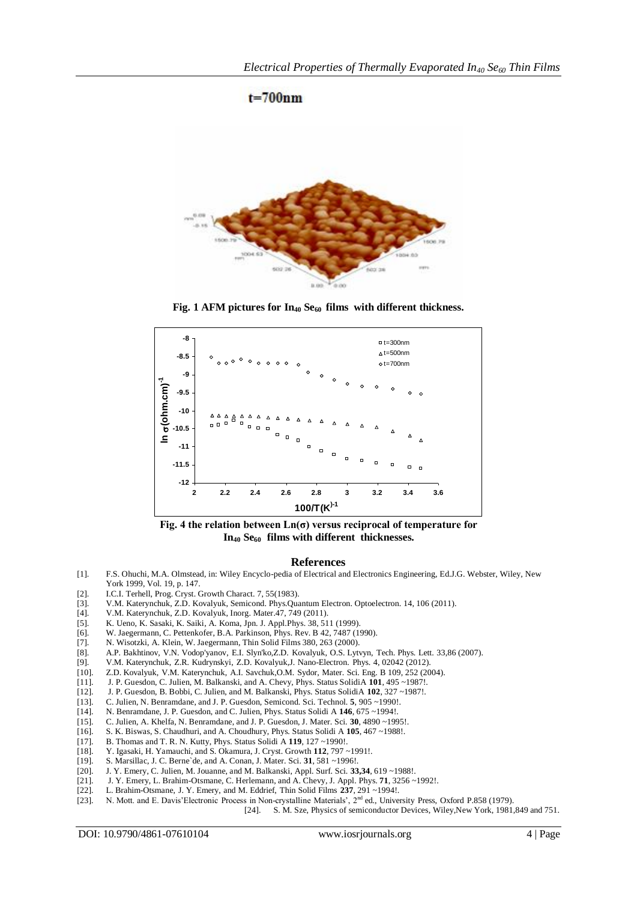t=700nm

nm 0.09
-0.15
1506.79
1004.53
502.26
0.00 0.00
502.26
1004.53
1506.79
nm

**Fig. 1 AFM pictures for $In_{40}$ $Se_{60}$ films with different thickness.**

-8
-8.5
-9
-9.5
-10
-10.5
-11
-11.5
-12
ln σ(ohm.cm)$^{-1}$
2 2.2 2.4 2.6 2.8 3 3.2 3.4 3.6
100/T(K)$^{-1}$
t=300nm
t=500nm
t=700nm

**Fig. 4 the relation between Ln(σ) versus reciprocal of temperature for $In_{40}$ $Se_{60}$ films with different thicknesses.**

## References

[1]. F.S. Ohuchi, M.A. Olmstead, in: Wiley Encyclo-pedia of Electrical and Electronics Engineering, Ed.J.G. Webster, Wiley, New York 1999, Vol. 19, p. 147.
[2]. I.C.I. Terhell, Prog. Cryst. Growth Charact. 7, 55(1983).
[3]. V.M. Katerynchuk, Z.D. Kovalyuk, Semicond. Phys.Quantum Electron. Optoelectron. 14, 106 (2011).
[4]. V.M. Katerynchuk, Z.D. Kovalyuk, Inorg. Mater.47, 749 (2011).
[5]. K. Ueno, K. Sasaki, K. Saiki, A. Koma, Jpn. J. Appl.Phys. 38, 511 (1999).
[6]. W. Jaegermann, C. Pettenkofer, B.A. Parkinson, Phys. Rev. B 42, 7487 (1990).
[7]. N. Wisotzki, A. Klein, W. Jaegermann, Thin Solid Films 380, 263 (2000).
[8]. A.P. Bakhtinov, V.N. Vodop'yanov, E.I. Slyn'ko,Z.D. Kovalyuk, O.S. Lytvyn, Tech. Phys. Lett. 33,86 (2007).
[9]. V.M. Katerynchuk, Z.R. Kudrynskyi, Z.D. Kovalyuk,J. Nano-Electron. Phys. 4, 02042 (2012).
[10]. Z.D. Kovalyuk, V.M. Katerynchuk, A.I. Savchuk,O.M. Sydor, Mater. Sci. Eng. B 109, 252 (2004).
[11]. J. P. Guesdon, C. Julien, M. Balkanski, and A. Chevy, Phys. Status SolidiA **101**, 495 ~1987!.
[12]. J. P. Guesdon, B. Bobbi, C. Julien, and M. Balkanski, Phys. Status SolidiA **102**, 327 ~1987!.
[13]. C. Julien, N. Benramdane, and J. P. Guesdon, Semicond. Sci. Technol. **5**, 905 ~1990!.
[14]. N. Benramdane, J. P. Guesdon, and C. Julien, Phys. Status Solidi A **146**, 675 ~1994!.
[15]. C. Julien, A. Khelfa, N. Benramdane, and J. P. Guesdon, J. Mater. Sci. **30**, 4890 ~1995!.
[16]. S. K. Biswas, S. Chaudhuri, and A. Choudhury, Phys. Status Solidi A **105**, 467 ~1988!.
[17]. B. Thomas and T. R. N. Kutty, Phys. Status Solidi A **119**, 127 ~1990!.
[18]. Y. Igasaki, H. Yamauchi, and S. Okamura, J. Cryst. Growth **112**, 797 ~1991!.
[19]. S. Marsillac, J. C. Berne`de, and A. Conan, J. Mater. Sci. **31**, 581 ~1996!.
[20]. J. Y. Emery, C. Julien, M. Jouanne, and M. Balkanski, Appl. Surf. Sci. **33,34**, 619 ~1988!.
[21]. J. Y. Emery, L. Brahim-Otsmane, C. Herlemann, and A. Chevy, J. Appl. Phys. **71**, 3256 ~1992!.
[22]. L. Brahim-Otsmane, J. Y. Emery, and M. Eddrief, Thin Solid Films **237**, 291 ~1994!.
[23]. N. Mott. and E. Davis'Electronic Process in Non-crystalline Materials', 2nd ed., University Press, Oxford P.858 (1979).
[24]. S. M. Sze, Physics of semiconductor Devices, Wiley,New York, 1981,849 and 751.